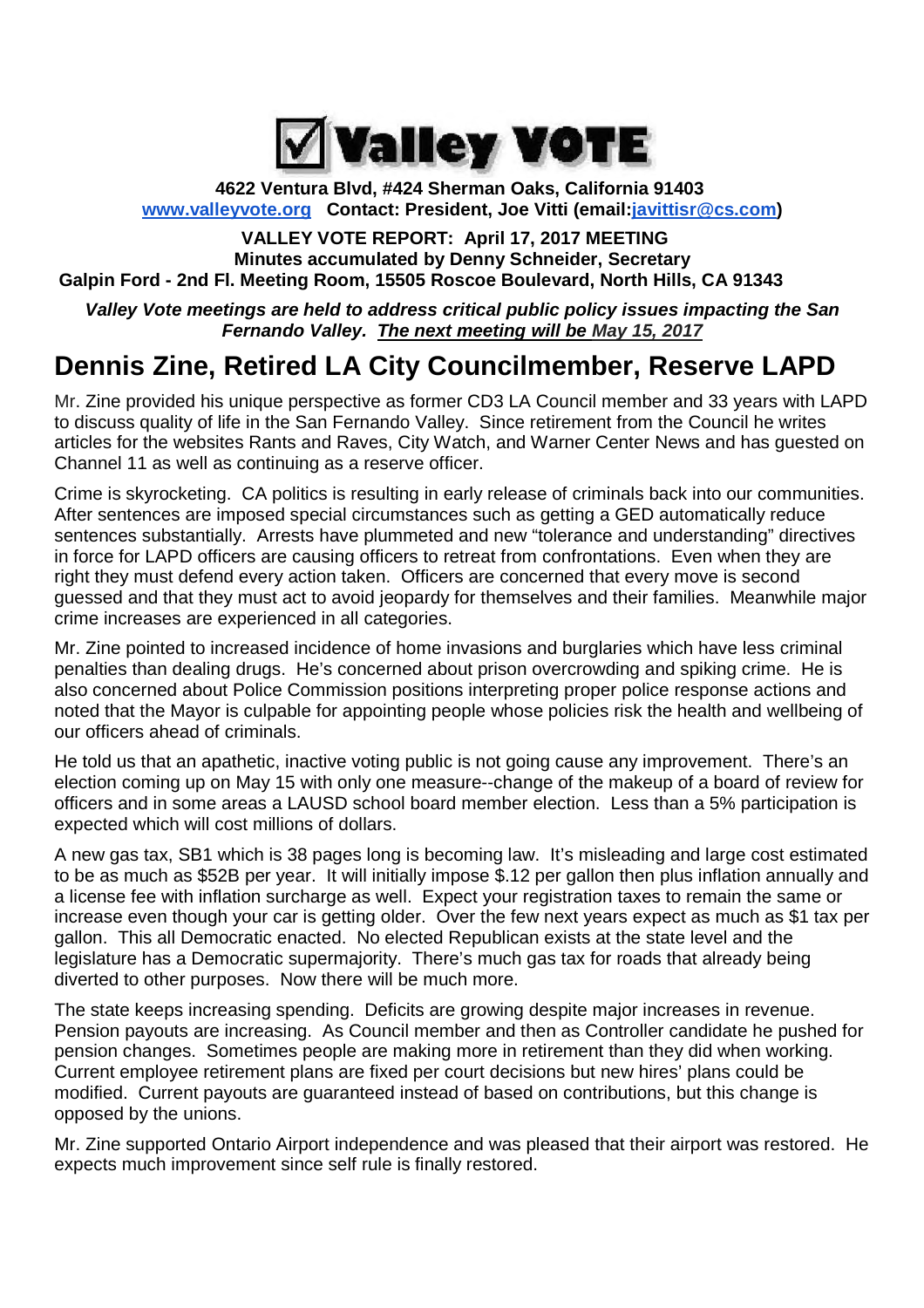# ☑ Valley VOTE

**4622 Ventura Blvd, #424 Sherman Oaks, California 91403**
**[www.valleyvote.org](http://www.valleyvote.org) Contact: President, Joe Vitti (email:[javittisr@cs.com](mailto:javittisr@cs.com))**

**VALLEY VOTE REPORT: April 17, 2017 MEETING**
**Minutes accumulated by Denny Schneider, Secretary**
**Galpin Ford - 2nd Fl. Meeting Room, 15505 Roscoe Boulevard, North Hills, CA 91343**

***Valley Vote meetings are held to address critical public policy issues impacting the San Fernando Valley. The next meeting will be May 15, 2017***

## Dennis Zine, Retired LA City Councilmember, Reserve LAPD

Mr. Zine provided his unique perspective as former CD3 LA Council member and 33 years with LAPD to discuss quality of life in the San Fernando Valley. Since retirement from the Council he writes articles for the websites Rants and Raves, City Watch, and Warner Center News and has guested on Channel 11 as well as continuing as a reserve officer.

Crime is skyrocketing. CA politics is resulting in early release of criminals back into our communities. After sentences are imposed special circumstances such as getting a GED automatically reduce sentences substantially. Arrests have plummeted and new "tolerance and understanding" directives in force for LAPD officers are causing officers to retreat from confrontations. Even when they are right they must defend every action taken. Officers are concerned that every move is second guessed and that they must act to avoid jeopardy for themselves and their families. Meanwhile major crime increases are experienced in all categories.

Mr. Zine pointed to increased incidence of home invasions and burglaries which have less criminal penalties than dealing drugs. He's concerned about prison overcrowding and spiking crime. He is also concerned about Police Commission positions interpreting proper police response actions and noted that the Mayor is culpable for appointing people whose policies risk the health and wellbeing of our officers ahead of criminals.

He told us that an apathetic, inactive voting public is not going cause any improvement. There's an election coming up on May 15 with only one measure--change of the makeup of a board of review for officers and in some areas a LAUSD school board member election. Less than a 5% participation is expected which will cost millions of dollars.

A new gas tax, SB1 which is 38 pages long is becoming law. It's misleading and large cost estimated to be as much as $52B per year. It will initially impose $.12 per gallon then plus inflation annually and a license fee with inflation surcharge as well. Expect your registration taxes to remain the same or increase even though your car is getting older. Over the few next years expect as much as $1 tax per gallon. This all Democratic enacted. No elected Republican exists at the state level and the legislature has a Democratic supermajority. There's much gas tax for roads that already being diverted to other purposes. Now there will be much more.

The state keeps increasing spending. Deficits are growing despite major increases in revenue. Pension payouts are increasing. As Council member and then as Controller candidate he pushed for pension changes. Sometimes people are making more in retirement than they did when working. Current employee retirement plans are fixed per court decisions but new hires' plans could be modified. Current payouts are guaranteed instead of based on contributions, but this change is opposed by the unions.

Mr. Zine supported Ontario Airport independence and was pleased that their airport was restored. He expects much improvement since self rule is finally restored.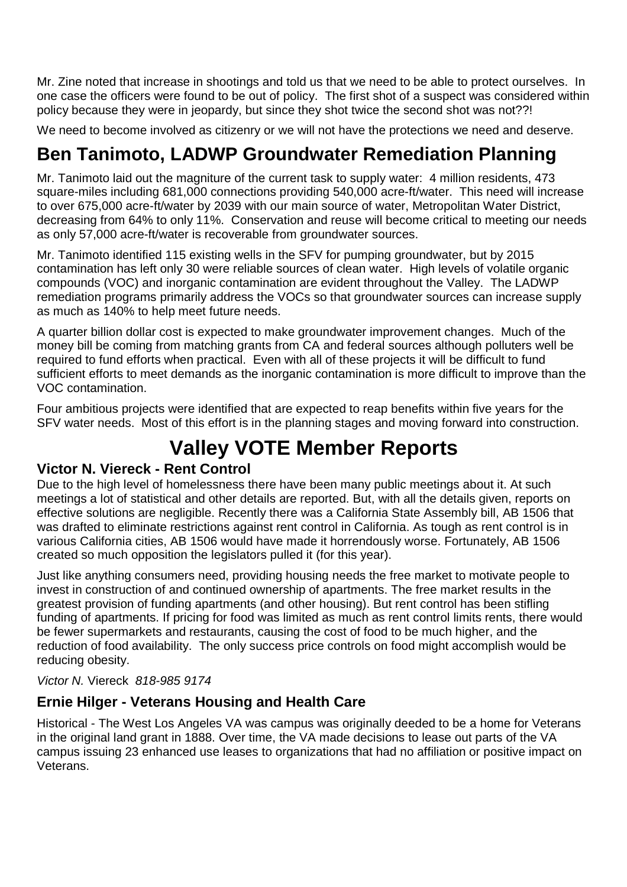Mr. Zine noted that increase in shootings and told us that we need to be able to protect ourselves. In one case the officers were found to be out of policy. The first shot of a suspect was considered within policy because they were in jeopardy, but since they shot twice the second shot was not??!

We need to become involved as citizenry or we will not have the protections we need and deserve.

## Ben Tanimoto, LADWP Groundwater Remediation Planning

Mr. Tanimoto laid out the magniture of the current task to supply water: 4 million residents, 473 square-miles including 681,000 connections providing 540,000 acre-ft/water. This need will increase to over 675,000 acre-ft/water by 2039 with our main source of water, Metropolitan Water District, decreasing from 64% to only 11%. Conservation and reuse will become critical to meeting our needs as only 57,000 acre-ft/water is recoverable from groundwater sources.

Mr. Tanimoto identified 115 existing wells in the SFV for pumping groundwater, but by 2015 contamination has left only 30 were reliable sources of clean water. High levels of volatile organic compounds (VOC) and inorganic contamination are evident throughout the Valley. The LADWP remediation programs primarily address the VOCs so that groundwater sources can increase supply as much as 140% to help meet future needs.

A quarter billion dollar cost is expected to make groundwater improvement changes. Much of the money bill be coming from matching grants from CA and federal sources although polluters well be required to fund efforts when practical. Even with all of these projects it will be difficult to fund sufficient efforts to meet demands as the inorganic contamination is more difficult to improve than the VOC contamination.

Four ambitious projects were identified that are expected to reap benefits within five years for the SFV water needs. Most of this effort is in the planning stages and moving forward into construction.

# Valley VOTE Member Reports

### Victor N. Viereck - Rent Control

Due to the high level of homelessness there have been many public meetings about it. At such meetings a lot of statistical and other details are reported. But, with all the details given, reports on effective solutions are negligible. Recently there was a California State Assembly bill, AB 1506 that was drafted to eliminate restrictions against rent control in California. As tough as rent control is in various California cities, AB 1506 would have made it horrendously worse. Fortunately, AB 1506 created so much opposition the legislators pulled it (for this year).

Just like anything consumers need, providing housing needs the free market to motivate people to invest in construction of and continued ownership of apartments. The free market results in the greatest provision of funding apartments (and other housing). But rent control has been stifling funding of apartments. If pricing for food was limited as much as rent control limits rents, there would be fewer supermarkets and restaurants, causing the cost of food to be much higher, and the reduction of food availability. The only success price controls on food might accomplish would be reducing obesity.

*Victor N.* Viereck *818-985 9174*

### Ernie Hilger - Veterans Housing and Health Care

Historical - The West Los Angeles VA was campus was originally deeded to be a home for Veterans in the original land grant in 1888. Over time, the VA made decisions to lease out parts of the VA campus issuing 23 enhanced use leases to organizations that had no affiliation or positive impact on Veterans.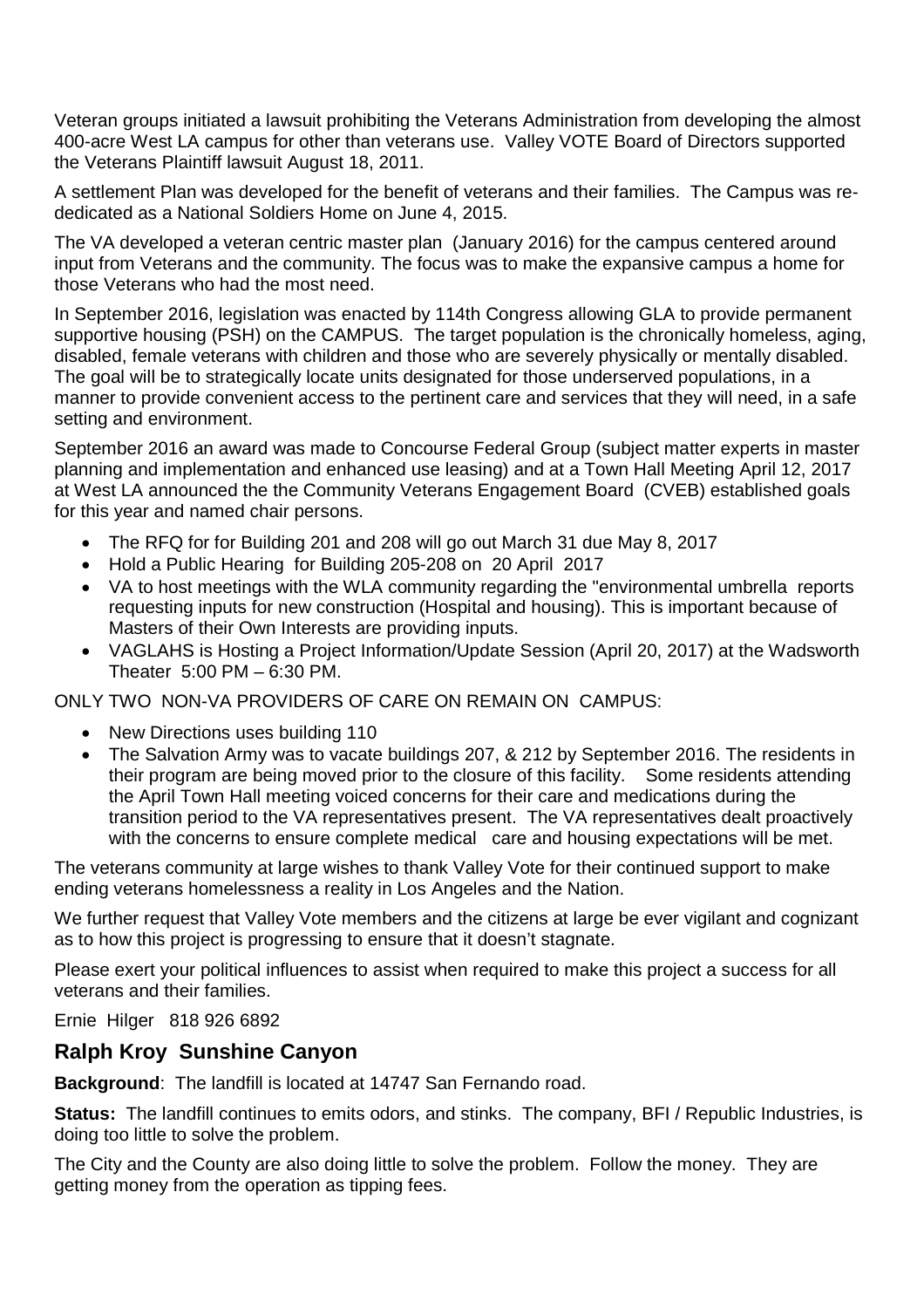Veteran groups initiated a lawsuit prohibiting the Veterans Administration from developing the almost 400-acre West LA campus for other than veterans use. Valley VOTE Board of Directors supported the Veterans Plaintiff lawsuit August 18, 2011.

A settlement Plan was developed for the benefit of veterans and their families. The Campus was re-dedicated as a National Soldiers Home on June 4, 2015.

The VA developed a veteran centric master plan (January 2016) for the campus centered around input from Veterans and the community. The focus was to make the expansive campus a home for those Veterans who had the most need.

In September 2016, legislation was enacted by 114th Congress allowing GLA to provide permanent supportive housing (PSH) on the CAMPUS. The target population is the chronically homeless, aging, disabled, female veterans with children and those who are severely physically or mentally disabled. The goal will be to strategically locate units designated for those underserved populations, in a manner to provide convenient access to the pertinent care and services that they will need, in a safe setting and environment.

September 2016 an award was made to Concourse Federal Group (subject matter experts in master planning and implementation and enhanced use leasing) and at a Town Hall Meeting April 12, 2017 at West LA announced the the Community Veterans Engagement Board (CVEB) established goals for this year and named chair persons.

- The RFQ for for Building 201 and 208 will go out March 31 due May 8, 2017
- Hold a Public Hearing for Building 205-208 on 20 April 2017
- VA to host meetings with the WLA community regarding the "environmental umbrella reports requesting inputs for new construction (Hospital and housing). This is important because of Masters of their Own Interests are providing inputs.
- VAGLAHS is Hosting a Project Information/Update Session (April 20, 2017) at the Wadsworth Theater 5:00 PM – 6:30 PM.

ONLY TWO NON-VA PROVIDERS OF CARE ON REMAIN ON CAMPUS:

- New Directions uses building 110
- The Salvation Army was to vacate buildings 207, & 212 by September 2016. The residents in their program are being moved prior to the closure of this facility. Some residents attending the April Town Hall meeting voiced concerns for their care and medications during the transition period to the VA representatives present. The VA representatives dealt proactively with the concerns to ensure complete medical care and housing expectations will be met.

The veterans community at large wishes to thank Valley Vote for their continued support to make ending veterans homelessness a reality in Los Angeles and the Nation.

We further request that Valley Vote members and the citizens at large be ever vigilant and cognizant as to how this project is progressing to ensure that it doesn't stagnate.

Please exert your political influences to assist when required to make this project a success for all veterans and their families.

Ernie Hilger 818 926 6892

## Ralph Kroy Sunshine Canyon

**Background**: The landfill is located at 14747 San Fernando road.

**Status:** The landfill continues to emits odors, and stinks. The company, BFI / Republic Industries, is doing too little to solve the problem.

The City and the County are also doing little to solve the problem. Follow the money. They are getting money from the operation as tipping fees.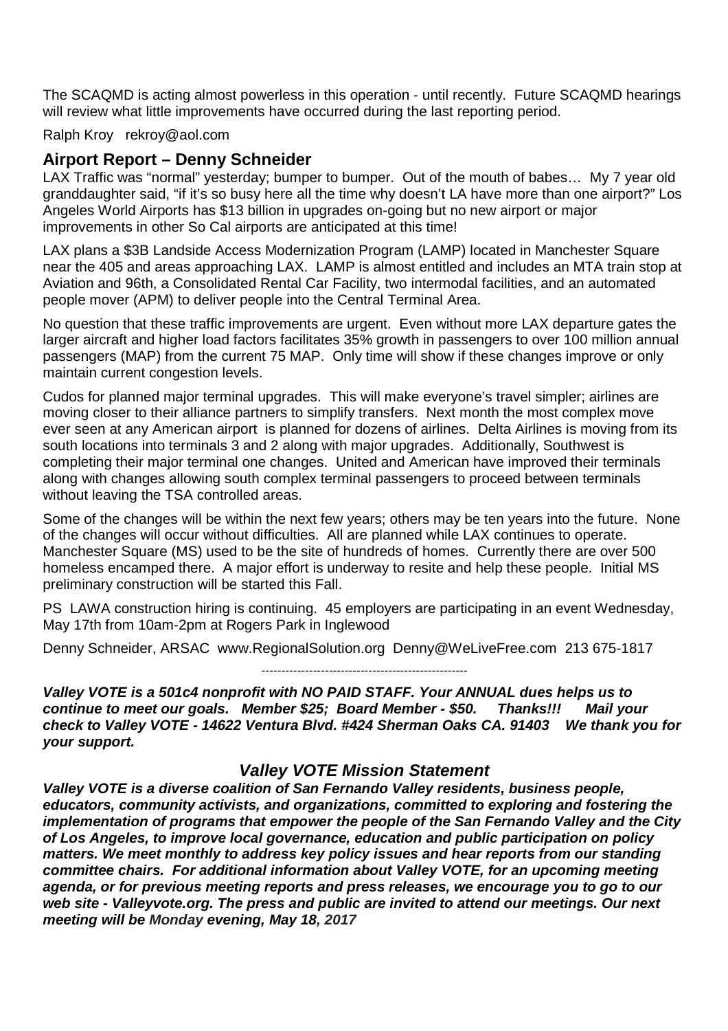The SCAQMD is acting almost powerless in this operation - until recently. Future SCAQMD hearings will review what little improvements have occurred during the last reporting period.

Ralph Kroy rekroy@aol.com

## Airport Report – Denny Schneider

LAX Traffic was "normal" yesterday; bumper to bumper. Out of the mouth of babes… My 7 year old granddaughter said, "if it's so busy here all the time why doesn't LA have more than one airport?" Los Angeles World Airports has $13 billion in upgrades on-going but no new airport or major improvements in other So Cal airports are anticipated at this time!

LAX plans a $3B Landside Access Modernization Program (LAMP) located in Manchester Square near the 405 and areas approaching LAX. LAMP is almost entitled and includes an MTA train stop at Aviation and 96th, a Consolidated Rental Car Facility, two intermodal facilities, and an automated people mover (APM) to deliver people into the Central Terminal Area.

No question that these traffic improvements are urgent. Even without more LAX departure gates the larger aircraft and higher load factors facilitates 35% growth in passengers to over 100 million annual passengers (MAP) from the current 75 MAP. Only time will show if these changes improve or only maintain current congestion levels.

Cudos for planned major terminal upgrades. This will make everyone's travel simpler; airlines are moving closer to their alliance partners to simplify transfers. Next month the most complex move ever seen at any American airport is planned for dozens of airlines. Delta Airlines is moving from its south locations into terminals 3 and 2 along with major upgrades. Additionally, Southwest is completing their major terminal one changes. United and American have improved their terminals along with changes allowing south complex terminal passengers to proceed between terminals without leaving the TSA controlled areas.

Some of the changes will be within the next few years; others may be ten years into the future. None of the changes will occur without difficulties. All are planned while LAX continues to operate. Manchester Square (MS) used to be the site of hundreds of homes. Currently there are over 500 homeless encamped there. A major effort is underway to resite and help these people. Initial MS preliminary construction will be started this Fall.

PS LAWA construction hiring is continuing. 45 employers are participating in an event Wednesday, May 17th from 10am-2pm at Rogers Park in Inglewood

Denny Schneider, ARSAC www.RegionalSolution.org Denny@WeLiveFree.com 213 675-1817

-----------------------------------------------------

***Valley VOTE is a 501c4 nonprofit with NO PAID STAFF. Your ANNUAL dues helps us to continue to meet our goals. Member $25; Board Member - $50. Thanks!!! Mail your check to Valley VOTE - 14622 Ventura Blvd. #424 Sherman Oaks CA. 91403 We thank you for your support.***

## *Valley VOTE Mission Statement*

***Valley VOTE is a diverse coalition of San Fernando Valley residents, business people, educators, community activists, and organizations, committed to exploring and fostering the implementation of programs that empower the people of the San Fernando Valley and the City of Los Angeles, to improve local governance, education and public participation on policy matters. We meet monthly to address key policy issues and hear reports from our standing committee chairs. For additional information about Valley VOTE, for an upcoming meeting agenda, or for previous meeting reports and press releases, we encourage you to go to our web site - Valleyvote.org. The press and public are invited to attend our meetings. Our next meeting will be Monday evening, May 18, 2017***